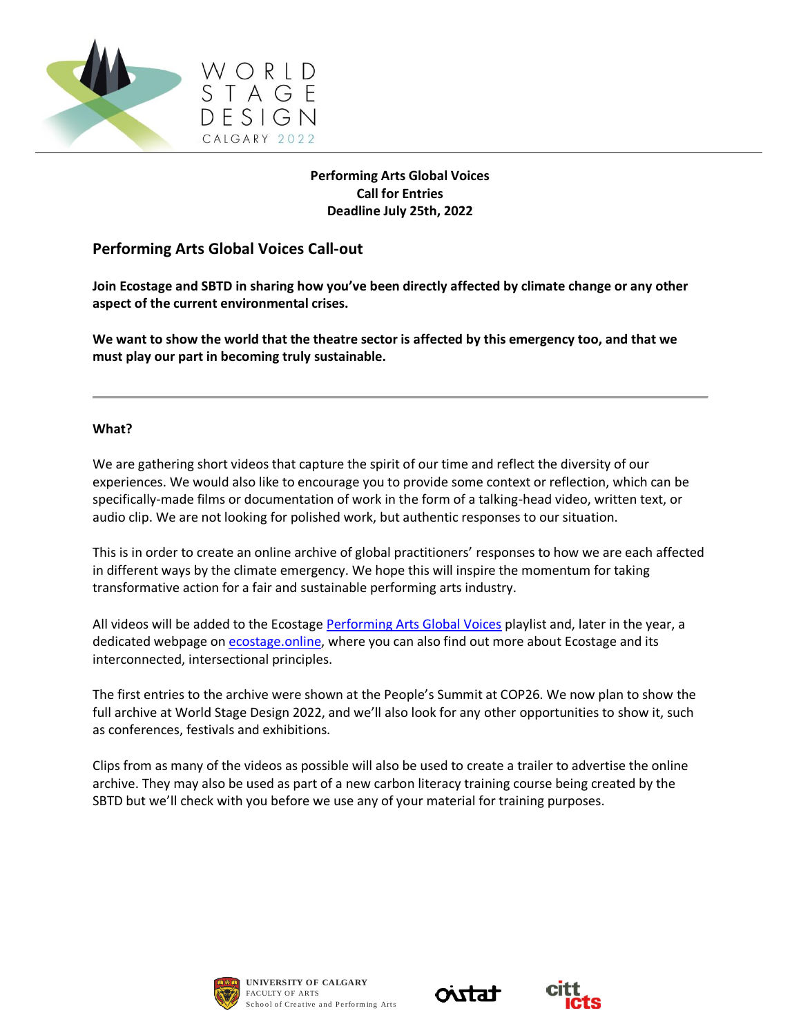**Performing Arts Global Voices**
**Call for Entries**
**Deadline July 25th, 2022**

## Performing Arts Global Voices Call-out

**Join Ecostage and SBTD in sharing how you've been directly affected by climate change or any other aspect of the current environmental crises.**

**We want to show the world that the theatre sector is affected by this emergency too, and that we must play our part in becoming truly sustainable.**

---

### What?

We are gathering short videos that capture the spirit of our time and reflect the diversity of our experiences. We would also like to encourage you to provide some context or reflection, which can be specifically-made films or documentation of work in the form of a talking-head video, written text, or audio clip. We are not looking for polished work, but authentic responses to our situation.

This is in order to create an online archive of global practitioners' responses to how we are each affected in different ways by the climate emergency. We hope this will inspire the momentum for taking transformative action for a fair and sustainable performing arts industry.

All videos will be added to the Ecostage Performing Arts Global Voices playlist and, later in the year, a dedicated webpage on ecostage.online, where you can also find out more about Ecostage and its interconnected, intersectional principles.

The first entries to the archive were shown at the People's Summit at COP26. We now plan to show the full archive at World Stage Design 2022, and we'll also look for any other opportunities to show it, such as conferences, festivals and exhibitions.

Clips from as many of the videos as possible will also be used to create a trailer to advertise the online archive. They may also be used as part of a new carbon literacy training course being created by the SBTD but we'll check with you before we use any of your material for training purposes.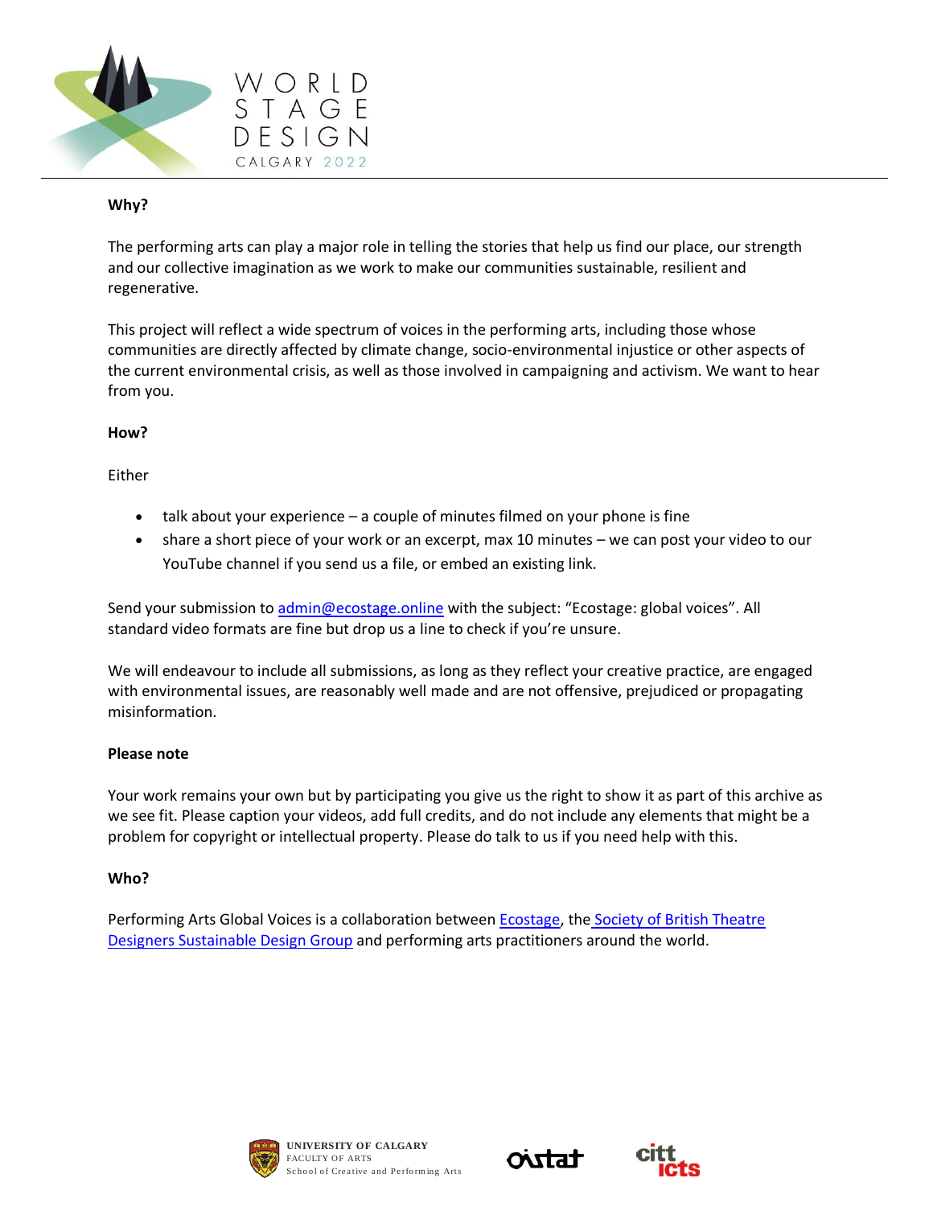**Why?**

The performing arts can play a major role in telling the stories that help us find our place, our strength and our collective imagination as we work to make our communities sustainable, resilient and regenerative.

This project will reflect a wide spectrum of voices in the performing arts, including those whose communities are directly affected by climate change, socio-environmental injustice or other aspects of the current environmental crisis, as well as those involved in campaigning and activism. We want to hear from you.

**How?**

Either

- talk about your experience – a couple of minutes filmed on your phone is fine
- share a short piece of your work or an excerpt, max 10 minutes – we can post your video to our YouTube channel if you send us a file, or embed an existing link.

Send your submission to admin@ecostage.online with the subject: "Ecostage: global voices". All standard video formats are fine but drop us a line to check if you're unsure.

We will endeavour to include all submissions, as long as they reflect your creative practice, are engaged with environmental issues, are reasonably well made and are not offensive, prejudiced or propagating misinformation.

**Please note**

Your work remains your own but by participating you give us the right to show it as part of this archive as we see fit. Please caption your videos, add full credits, and do not include any elements that might be a problem for copyright or intellectual property. Please do talk to us if you need help with this.

**Who?**

Performing Arts Global Voices is a collaboration between Ecostage, the Society of British Theatre Designers Sustainable Design Group and performing arts practitioners around the world.